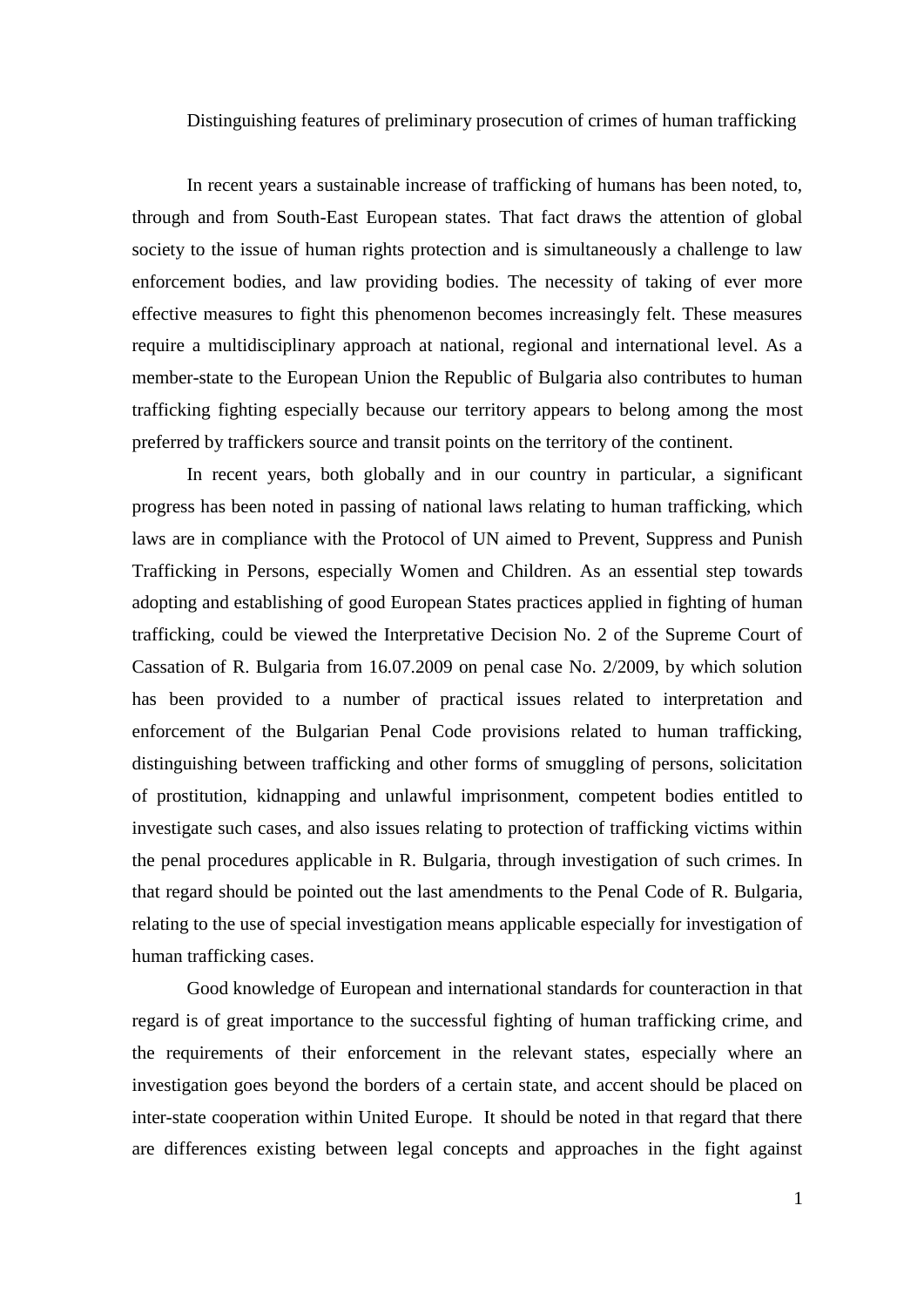# Distinguishing features of preliminary prosecution of crimes of human trafficking

In recent years a sustainable increase of trafficking of humans has been noted, to, through and from South-East European states. That fact draws the attention of global society to the issue of human rights protection and is simultaneously a challenge to law enforcement bodies, and law providing bodies. The necessity of taking of ever more effective measures to fight this phenomenon becomes increasingly felt. These measures require a multidisciplinary approach at national, regional and international level. As a member-state to the European Union the Republic of Bulgaria also contributes to human trafficking fighting especially because our territory appears to belong among the most preferred by traffickers source and transit points on the territory of the continent.

In recent years, both globally and in our country in particular, a significant progress has been noted in passing of national laws relating to human trafficking, which laws are in compliance with the Protocol of UN aimed to Prevent, Suppress and Punish Trafficking in Persons, especially Women and Children. As an essential step towards adopting and establishing of good European States practices applied in fighting of human trafficking, could be viewed the Interpretative Decision No. 2 of the Supreme Court of Cassation of R. Bulgaria from 16.07.2009 on penal case No. 2/2009, by which solution has been provided to a number of practical issues related to interpretation and enforcement of the Bulgarian Penal Code provisions related to human trafficking, distinguishing between trafficking and other forms of smuggling of persons, solicitation of prostitution, kidnapping and unlawful imprisonment, competent bodies entitled to investigate such cases, and also issues relating to protection of trafficking victims within the penal procedures applicable in R. Bulgaria, through investigation of such crimes. In that regard should be pointed out the last amendments to the Penal Code of R. Bulgaria, relating to the use of special investigation means applicable especially for investigation of human trafficking cases.

Good knowledge of European and international standards for counteraction in that regard is of great importance to the successful fighting of human trafficking crime, and the requirements of their enforcement in the relevant states, especially where an investigation goes beyond the borders of a certain state, and accent should be placed on inter-state cooperation within United Europe. It should be noted in that regard that there are differences existing between legal concepts and approaches in the fight against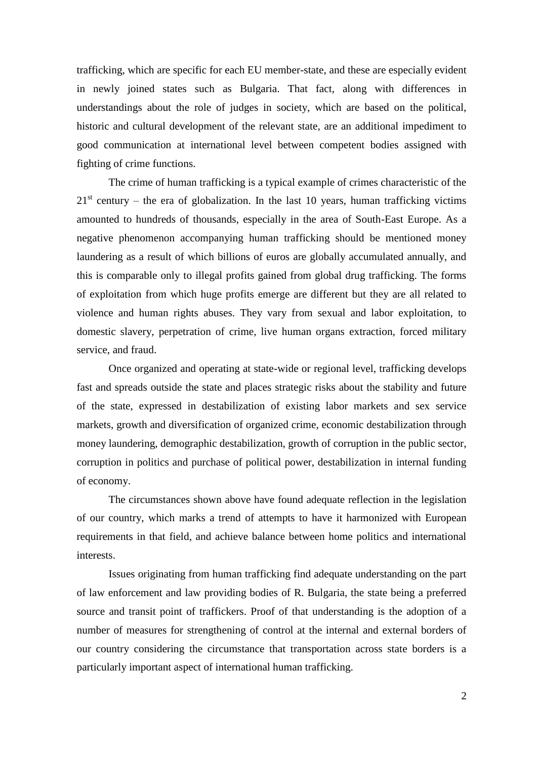trafficking, which are specific for each EU member-state, and these are especially evident in newly joined states such as Bulgaria. That fact, along with differences in understandings about the role of judges in society, which are based on the political, historic and cultural development of the relevant state, are an additional impediment to good communication at international level between competent bodies assigned with fighting of crime functions.

The crime of human trafficking is a typical example of crimes characteristic of the 21st century – the era of globalization. In the last 10 years, human trafficking victims amounted to hundreds of thousands, especially in the area of South-East Europe. As a negative phenomenon accompanying human trafficking should be mentioned money laundering as a result of which billions of euros are globally accumulated annually, and this is comparable only to illegal profits gained from global drug trafficking. The forms of exploitation from which huge profits emerge are different but they are all related to violence and human rights abuses. They vary from sexual and labor exploitation, to domestic slavery, perpetration of crime, live human organs extraction, forced military service, and fraud.

Once organized and operating at state-wide or regional level, trafficking develops fast and spreads outside the state and places strategic risks about the stability and future of the state, expressed in destabilization of existing labor markets and sex service markets, growth and diversification of organized crime, economic destabilization through money laundering, demographic destabilization, growth of corruption in the public sector, corruption in politics and purchase of political power, destabilization in internal funding of economy.

The circumstances shown above have found adequate reflection in the legislation of our country, which marks a trend of attempts to have it harmonized with European requirements in that field, and achieve balance between home politics and international interests.

Issues originating from human trafficking find adequate understanding on the part of law enforcement and law providing bodies of R. Bulgaria, the state being a preferred source and transit point of traffickers. Proof of that understanding is the adoption of a number of measures for strengthening of control at the internal and external borders of our country considering the circumstance that transportation across state borders is a particularly important aspect of international human trafficking.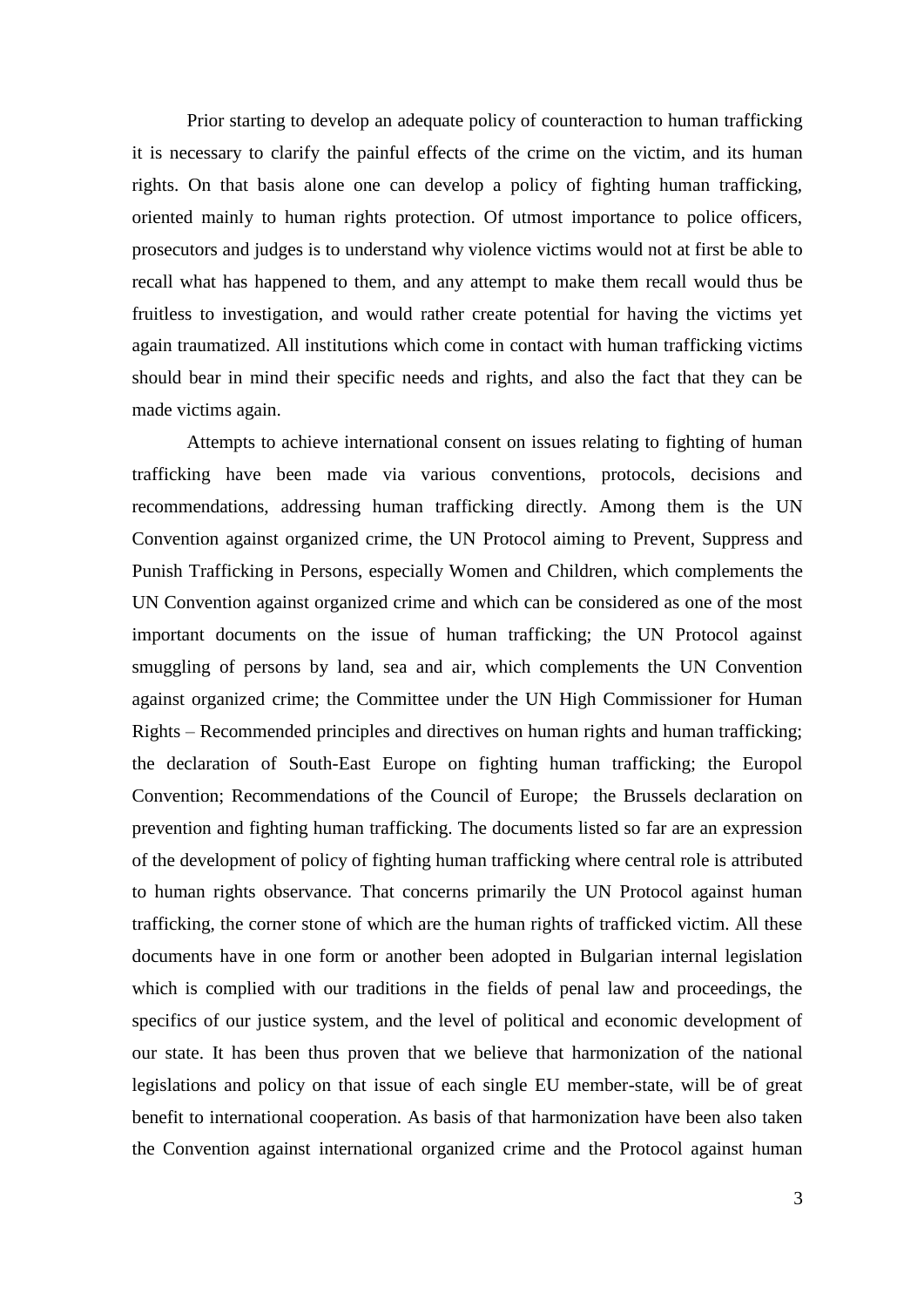Prior starting to develop an adequate policy of counteraction to human trafficking it is necessary to clarify the painful effects of the crime on the victim, and its human rights. On that basis alone one can develop a policy of fighting human trafficking, oriented mainly to human rights protection. Of utmost importance to police officers, prosecutors and judges is to understand why violence victims would not at first be able to recall what has happened to them, and any attempt to make them recall would thus be fruitless to investigation, and would rather create potential for having the victims yet again traumatized. All institutions which come in contact with human trafficking victims should bear in mind their specific needs and rights, and also the fact that they can be made victims again.

Attempts to achieve international consent on issues relating to fighting of human trafficking have been made via various conventions, protocols, decisions and recommendations, addressing human trafficking directly. Among them is the UN Convention against organized crime, the UN Protocol aiming to Prevent, Suppress and Punish Trafficking in Persons, especially Women and Children, which complements the UN Convention against organized crime and which can be considered as one of the most important documents on the issue of human trafficking; the UN Protocol against smuggling of persons by land, sea and air, which complements the UN Convention against organized crime; the Committee under the UN High Commissioner for Human Rights – Recommended principles and directives on human rights and human trafficking; the declaration of South-East Europe on fighting human trafficking; the Europol Convention; Recommendations of the Council of Europe; the Brussels declaration on prevention and fighting human trafficking. The documents listed so far are an expression of the development of policy of fighting human trafficking where central role is attributed to human rights observance. That concerns primarily the UN Protocol against human trafficking, the corner stone of which are the human rights of trafficked victim. All these documents have in one form or another been adopted in Bulgarian internal legislation which is complied with our traditions in the fields of penal law and proceedings, the specifics of our justice system, and the level of political and economic development of our state. It has been thus proven that we believe that harmonization of the national legislations and policy on that issue of each single EU member-state, will be of great benefit to international cooperation. As basis of that harmonization have been also taken the Convention against international organized crime and the Protocol against human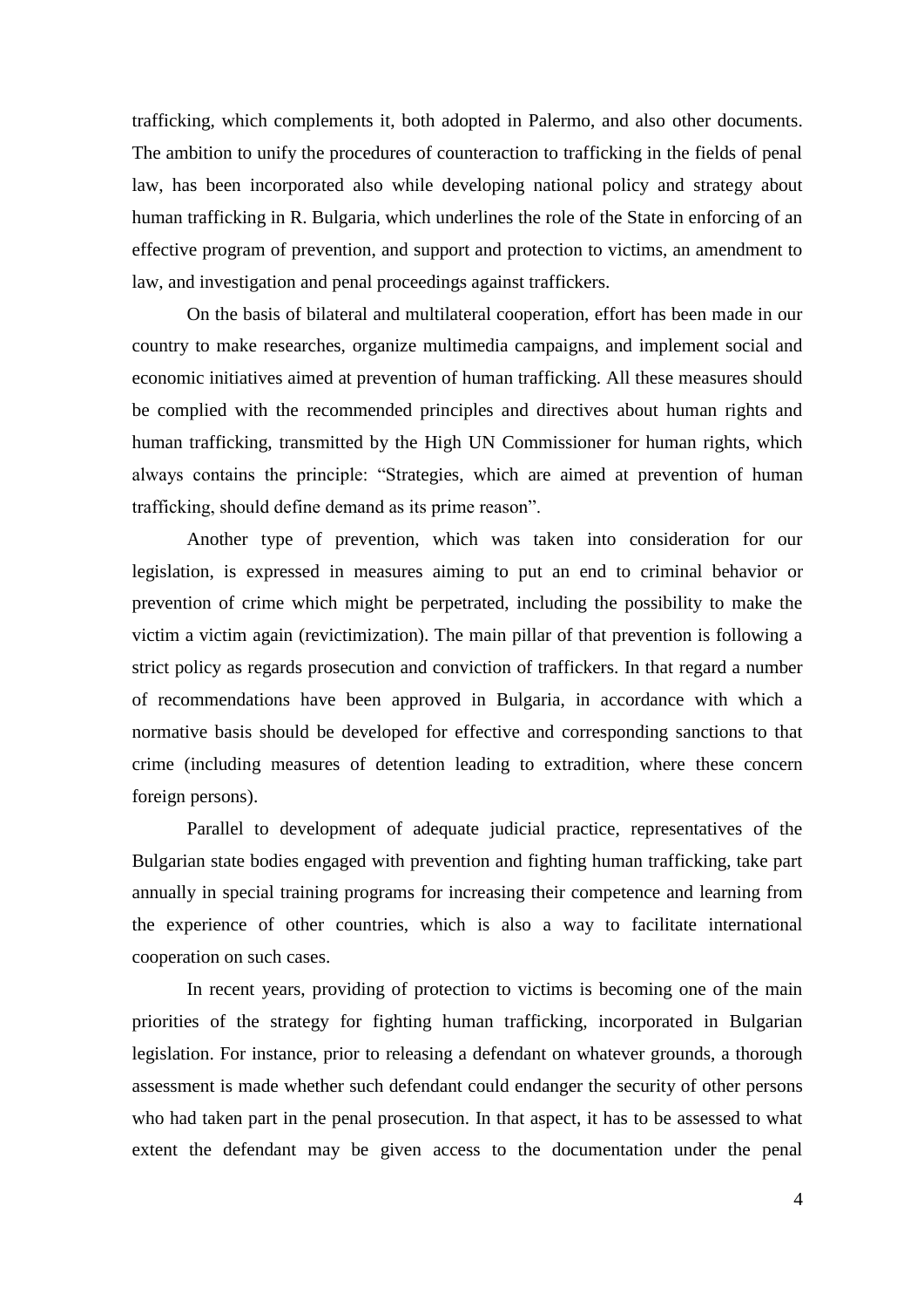trafficking, which complements it, both adopted in Palermo, and also other documents. The ambition to unify the procedures of counteraction to trafficking in the fields of penal law, has been incorporated also while developing national policy and strategy about human trafficking in R. Bulgaria, which underlines the role of the State in enforcing of an effective program of prevention, and support and protection to victims, an amendment to law, and investigation and penal proceedings against traffickers.

On the basis of bilateral and multilateral cooperation, effort has been made in our country to make researches, organize multimedia campaigns, and implement social and economic initiatives aimed at prevention of human trafficking. All these measures should be complied with the recommended principles and directives about human rights and human trafficking, transmitted by the High UN Commissioner for human rights, which always contains the principle: "Strategies, which are aimed at prevention of human trafficking, should define demand as its prime reason".

Another type of prevention, which was taken into consideration for our legislation, is expressed in measures aiming to put an end to criminal behavior or prevention of crime which might be perpetrated, including the possibility to make the victim a victim again (revictimization). The main pillar of that prevention is following a strict policy as regards prosecution and conviction of traffickers. In that regard a number of recommendations have been approved in Bulgaria, in accordance with which a normative basis should be developed for effective and corresponding sanctions to that crime (including measures of detention leading to extradition, where these concern foreign persons).

Parallel to development of adequate judicial practice, representatives of the Bulgarian state bodies engaged with prevention and fighting human trafficking, take part annually in special training programs for increasing their competence and learning from the experience of other countries, which is also a way to facilitate international cooperation on such cases.

In recent years, providing of protection to victims is becoming one of the main priorities of the strategy for fighting human trafficking, incorporated in Bulgarian legislation. For instance, prior to releasing a defendant on whatever grounds, a thorough assessment is made whether such defendant could endanger the security of other persons who had taken part in the penal prosecution. In that aspect, it has to be assessed to what extent the defendant may be given access to the documentation under the penal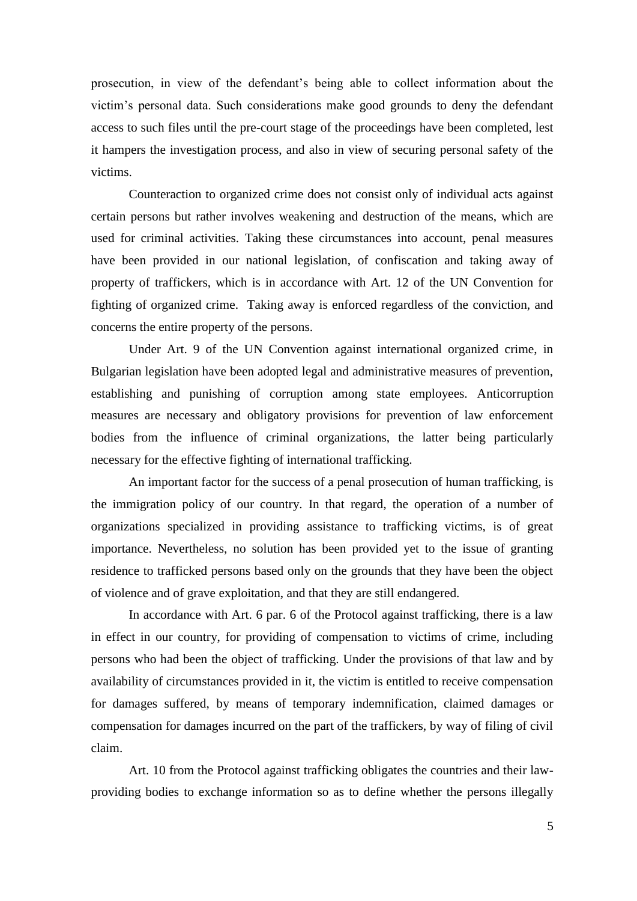prosecution, in view of the defendant's being able to collect information about the victim's personal data. Such considerations make good grounds to deny the defendant access to such files until the pre-court stage of the proceedings have been completed, lest it hampers the investigation process, and also in view of securing personal safety of the victims.

Counteraction to organized crime does not consist only of individual acts against certain persons but rather involves weakening and destruction of the means, which are used for criminal activities. Taking these circumstances into account, penal measures have been provided in our national legislation, of confiscation and taking away of property of traffickers, which is in accordance with Art. 12 of the UN Convention for fighting of organized crime. Taking away is enforced regardless of the conviction, and concerns the entire property of the persons.

Under Art. 9 of the UN Convention against international organized crime, in Bulgarian legislation have been adopted legal and administrative measures of prevention, establishing and punishing of corruption among state employees. Anticorruption measures are necessary and obligatory provisions for prevention of law enforcement bodies from the influence of criminal organizations, the latter being particularly necessary for the effective fighting of international trafficking.

An important factor for the success of a penal prosecution of human trafficking, is the immigration policy of our country. In that regard, the operation of a number of organizations specialized in providing assistance to trafficking victims, is of great importance. Nevertheless, no solution has been provided yet to the issue of granting residence to trafficked persons based only on the grounds that they have been the object of violence and of grave exploitation, and that they are still endangered.

In accordance with Art. 6 par. 6 of the Protocol against trafficking, there is a law in effect in our country, for providing of compensation to victims of crime, including persons who had been the object of trafficking. Under the provisions of that law and by availability of circumstances provided in it, the victim is entitled to receive compensation for damages suffered, by means of temporary indemnification, claimed damages or compensation for damages incurred on the part of the traffickers, by way of filing of civil claim.

Art. 10 from the Protocol against trafficking obligates the countries and their law-providing bodies to exchange information so as to define whether the persons illegally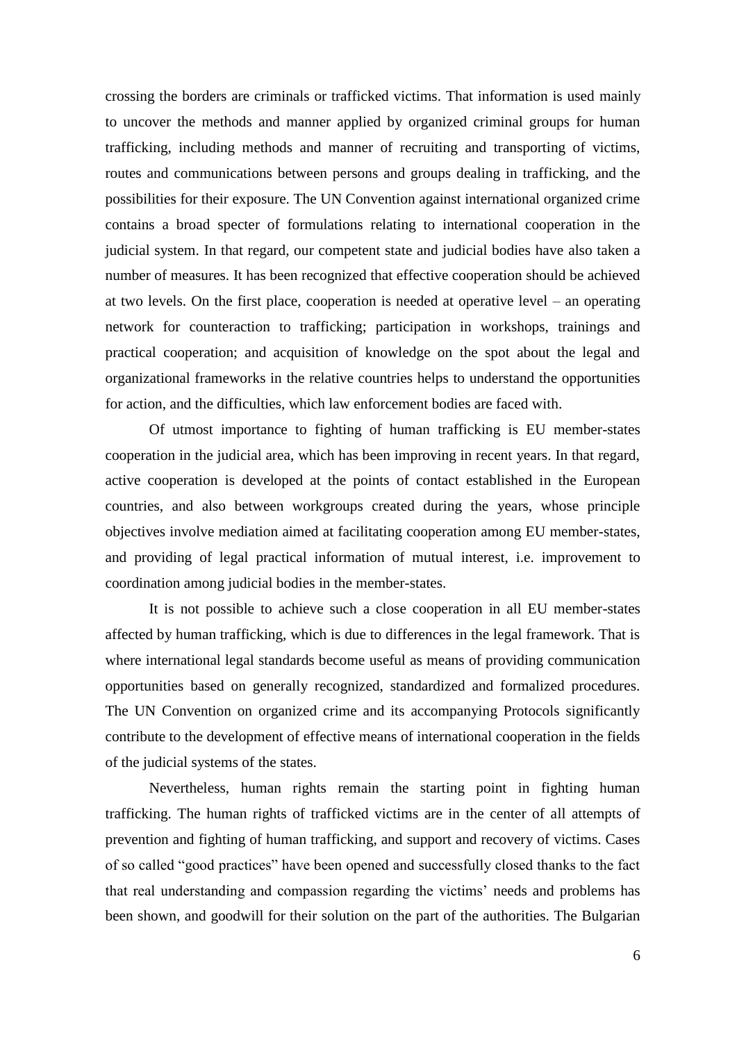crossing the borders are criminals or trafficked victims. That information is used mainly to uncover the methods and manner applied by organized criminal groups for human trafficking, including methods and manner of recruiting and transporting of victims, routes and communications between persons and groups dealing in trafficking, and the possibilities for their exposure. The UN Convention against international organized crime contains a broad specter of formulations relating to international cooperation in the judicial system. In that regard, our competent state and judicial bodies have also taken a number of measures. It has been recognized that effective cooperation should be achieved at two levels. On the first place, cooperation is needed at operative level – an operating network for counteraction to trafficking; participation in workshops, trainings and practical cooperation; and acquisition of knowledge on the spot about the legal and organizational frameworks in the relative countries helps to understand the opportunities for action, and the difficulties, which law enforcement bodies are faced with.

Of utmost importance to fighting of human trafficking is EU member-states cooperation in the judicial area, which has been improving in recent years. In that regard, active cooperation is developed at the points of contact established in the European countries, and also between workgroups created during the years, whose principle objectives involve mediation aimed at facilitating cooperation among EU member-states, and providing of legal practical information of mutual interest, i.e. improvement to coordination among judicial bodies in the member-states.

It is not possible to achieve such a close cooperation in all EU member-states affected by human trafficking, which is due to differences in the legal framework. That is where international legal standards become useful as means of providing communication opportunities based on generally recognized, standardized and formalized procedures. The UN Convention on organized crime and its accompanying Protocols significantly contribute to the development of effective means of international cooperation in the fields of the judicial systems of the states.

Nevertheless, human rights remain the starting point in fighting human trafficking. The human rights of trafficked victims are in the center of all attempts of prevention and fighting of human trafficking, and support and recovery of victims. Cases of so called "good practices" have been opened and successfully closed thanks to the fact that real understanding and compassion regarding the victims' needs and problems has been shown, and goodwill for their solution on the part of the authorities. The Bulgarian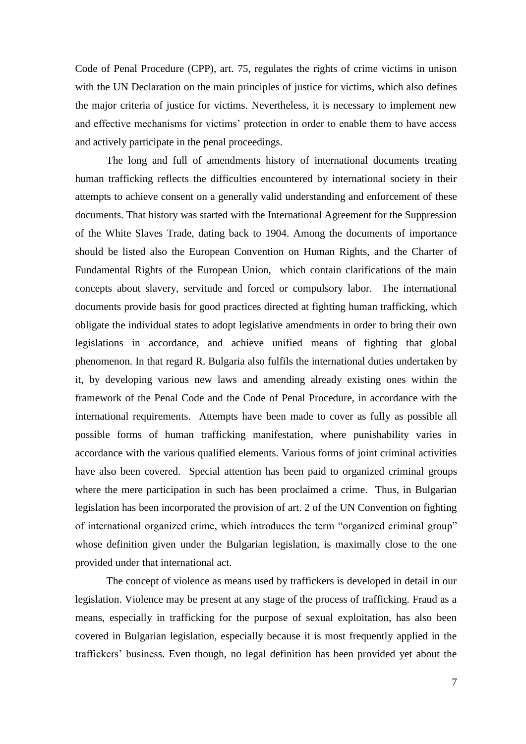Code of Penal Procedure (CPP), art. 75, regulates the rights of crime victims in unison with the UN Declaration on the main principles of justice for victims, which also defines the major criteria of justice for victims. Nevertheless, it is necessary to implement new and effective mechanisms for victims' protection in order to enable them to have access and actively participate in the penal proceedings.

The long and full of amendments history of international documents treating human trafficking reflects the difficulties encountered by international society in their attempts to achieve consent on a generally valid understanding and enforcement of these documents. That history was started with the International Agreement for the Suppression of the White Slaves Trade, dating back to 1904. Among the documents of importance should be listed also the European Convention on Human Rights, and the Charter of Fundamental Rights of the European Union, which contain clarifications of the main concepts about slavery, servitude and forced or compulsory labor. The international documents provide basis for good practices directed at fighting human trafficking, which obligate the individual states to adopt legislative amendments in order to bring their own legislations in accordance, and achieve unified means of fighting that global phenomenon. In that regard R. Bulgaria also fulfils the international duties undertaken by it, by developing various new laws and amending already existing ones within the framework of the Penal Code and the Code of Penal Procedure, in accordance with the international requirements. Attempts have been made to cover as fully as possible all possible forms of human trafficking manifestation, where punishability varies in accordance with the various qualified elements. Various forms of joint criminal activities have also been covered. Special attention has been paid to organized criminal groups where the mere participation in such has been proclaimed a crime. Thus, in Bulgarian legislation has been incorporated the provision of art. 2 of the UN Convention on fighting of international organized crime, which introduces the term "organized criminal group" whose definition given under the Bulgarian legislation, is maximally close to the one provided under that international act.

The concept of violence as means used by traffickers is developed in detail in our legislation. Violence may be present at any stage of the process of trafficking. Fraud as a means, especially in trafficking for the purpose of sexual exploitation, has also been covered in Bulgarian legislation, especially because it is most frequently applied in the traffickers' business. Even though, no legal definition has been provided yet about the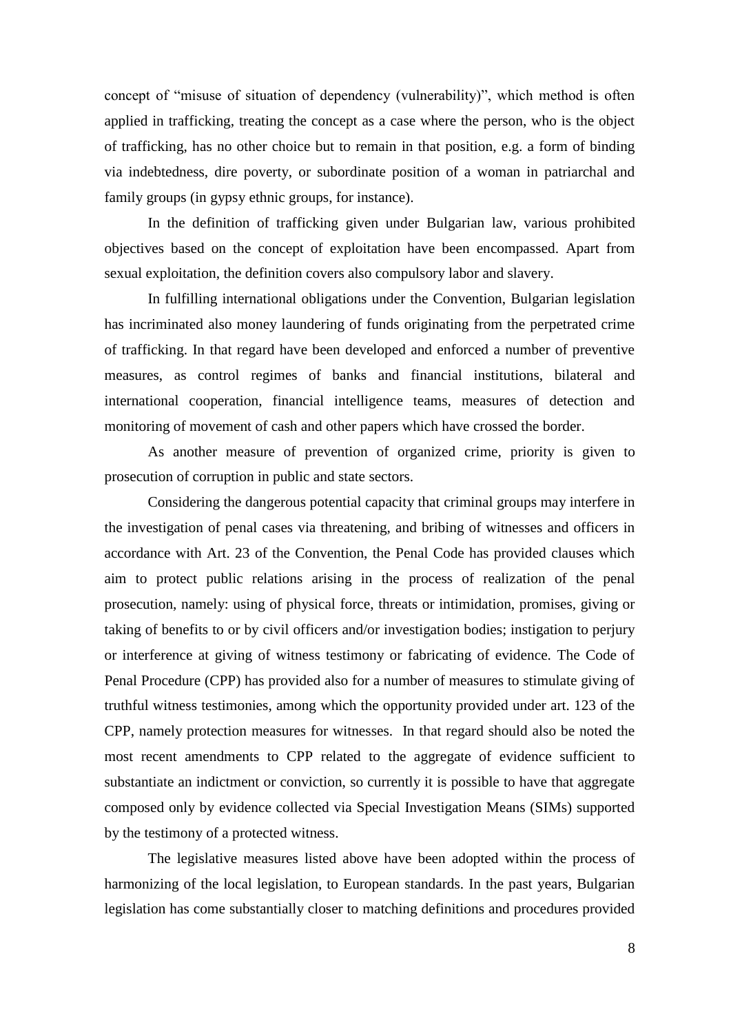concept of "misuse of situation of dependency (vulnerability)", which method is often applied in trafficking, treating the concept as a case where the person, who is the object of trafficking, has no other choice but to remain in that position, e.g. a form of binding via indebtedness, dire poverty, or subordinate position of a woman in patriarchal and family groups (in gypsy ethnic groups, for instance).

In the definition of trafficking given under Bulgarian law, various prohibited objectives based on the concept of exploitation have been encompassed. Apart from sexual exploitation, the definition covers also compulsory labor and slavery.

In fulfilling international obligations under the Convention, Bulgarian legislation has incriminated also money laundering of funds originating from the perpetrated crime of trafficking. In that regard have been developed and enforced a number of preventive measures, as control regimes of banks and financial institutions, bilateral and international cooperation, financial intelligence teams, measures of detection and monitoring of movement of cash and other papers which have crossed the border.

As another measure of prevention of organized crime, priority is given to prosecution of corruption in public and state sectors.

Considering the dangerous potential capacity that criminal groups may interfere in the investigation of penal cases via threatening, and bribing of witnesses and officers in accordance with Art. 23 of the Convention, the Penal Code has provided clauses which aim to protect public relations arising in the process of realization of the penal prosecution, namely: using of physical force, threats or intimidation, promises, giving or taking of benefits to or by civil officers and/or investigation bodies; instigation to perjury or interference at giving of witness testimony or fabricating of evidence. The Code of Penal Procedure (CPP) has provided also for a number of measures to stimulate giving of truthful witness testimonies, among which the opportunity provided under art. 123 of the CPP, namely protection measures for witnesses. In that regard should also be noted the most recent amendments to CPP related to the aggregate of evidence sufficient to substantiate an indictment or conviction, so currently it is possible to have that aggregate composed only by evidence collected via Special Investigation Means (SIMs) supported by the testimony of a protected witness.

The legislative measures listed above have been adopted within the process of harmonizing of the local legislation, to European standards. In the past years, Bulgarian legislation has come substantially closer to matching definitions and procedures provided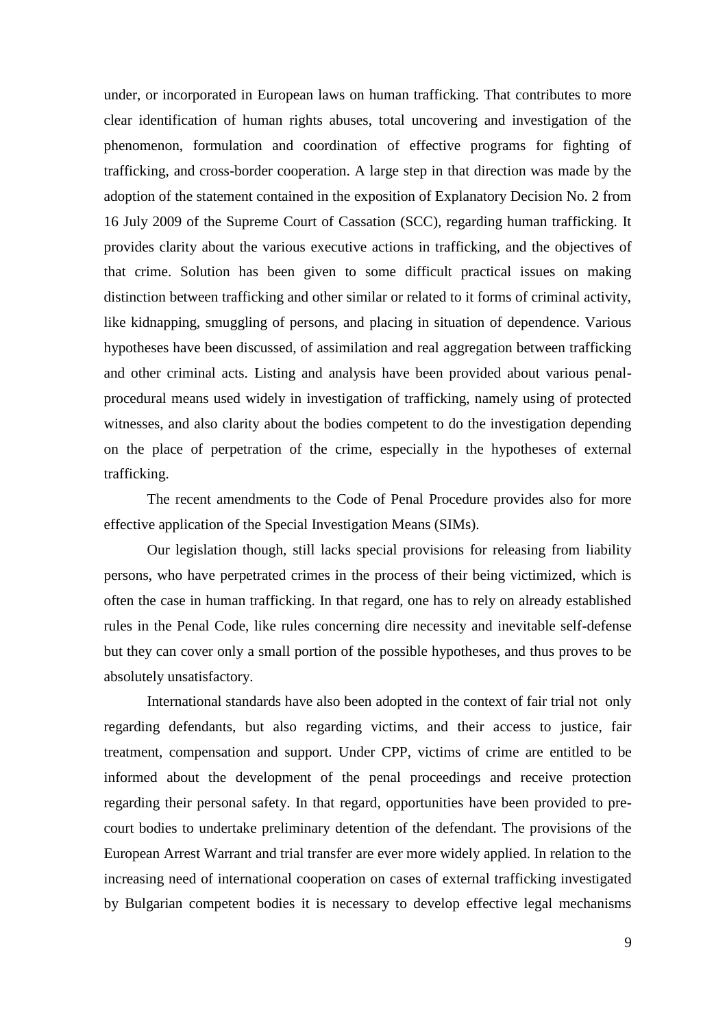under, or incorporated in European laws on human trafficking. That contributes to more clear identification of human rights abuses, total uncovering and investigation of the phenomenon, formulation and coordination of effective programs for fighting of trafficking, and cross-border cooperation. A large step in that direction was made by the adoption of the statement contained in the exposition of Explanatory Decision No. 2 from 16 July 2009 of the Supreme Court of Cassation (SCC), regarding human trafficking. It provides clarity about the various executive actions in trafficking, and the objectives of that crime. Solution has been given to some difficult practical issues on making distinction between trafficking and other similar or related to it forms of criminal activity, like kidnapping, smuggling of persons, and placing in situation of dependence. Various hypotheses have been discussed, of assimilation and real aggregation between trafficking and other criminal acts. Listing and analysis have been provided about various penal-procedural means used widely in investigation of trafficking, namely using of protected witnesses, and also clarity about the bodies competent to do the investigation depending on the place of perpetration of the crime, especially in the hypotheses of external trafficking.

The recent amendments to the Code of Penal Procedure provides also for more effective application of the Special Investigation Means (SIMs).

Our legislation though, still lacks special provisions for releasing from liability persons, who have perpetrated crimes in the process of their being victimized, which is often the case in human trafficking. In that regard, one has to rely on already established rules in the Penal Code, like rules concerning dire necessity and inevitable self-defense but they can cover only a small portion of the possible hypotheses, and thus proves to be absolutely unsatisfactory.

International standards have also been adopted in the context of fair trial not only regarding defendants, but also regarding victims, and their access to justice, fair treatment, compensation and support. Under CPP, victims of crime are entitled to be informed about the development of the penal proceedings and receive protection regarding their personal safety. In that regard, opportunities have been provided to pre-court bodies to undertake preliminary detention of the defendant. The provisions of the European Arrest Warrant and trial transfer are ever more widely applied. In relation to the increasing need of international cooperation on cases of external trafficking investigated by Bulgarian competent bodies it is necessary to develop effective legal mechanisms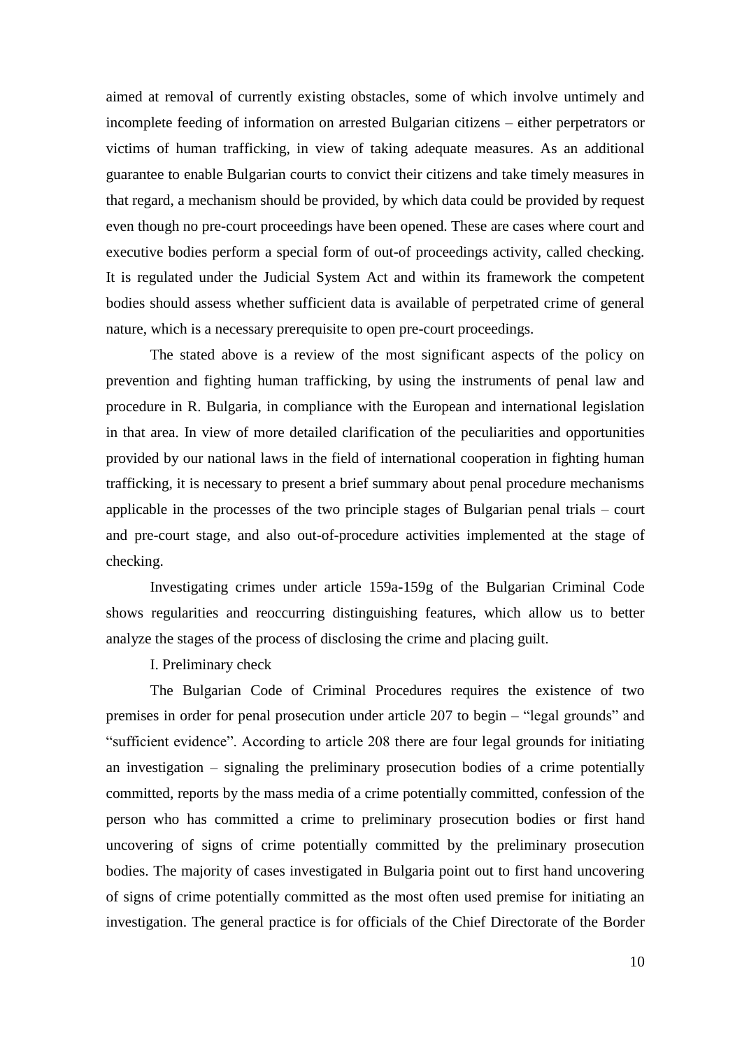aimed at removal of currently existing obstacles, some of which involve untimely and incomplete feeding of information on arrested Bulgarian citizens – either perpetrators or victims of human trafficking, in view of taking adequate measures. As an additional guarantee to enable Bulgarian courts to convict their citizens and take timely measures in that regard, a mechanism should be provided, by which data could be provided by request even though no pre-court proceedings have been opened. These are cases where court and executive bodies perform a special form of out-of proceedings activity, called checking. It is regulated under the Judicial System Act and within its framework the competent bodies should assess whether sufficient data is available of perpetrated crime of general nature, which is a necessary prerequisite to open pre-court proceedings.

The stated above is a review of the most significant aspects of the policy on prevention and fighting human trafficking, by using the instruments of penal law and procedure in R. Bulgaria, in compliance with the European and international legislation in that area. In view of more detailed clarification of the peculiarities and opportunities provided by our national laws in the field of international cooperation in fighting human trafficking, it is necessary to present a brief summary about penal procedure mechanisms applicable in the processes of the two principle stages of Bulgarian penal trials – court and pre-court stage, and also out-of-procedure activities implemented at the stage of checking.

Investigating crimes under article 159a-159g of the Bulgarian Criminal Code shows regularities and reoccurring distinguishing features, which allow us to better analyze the stages of the process of disclosing the crime and placing guilt.

I. Preliminary check

The Bulgarian Code of Criminal Procedures requires the existence of two premises in order for penal prosecution under article 207 to begin – "legal grounds" and "sufficient evidence". According to article 208 there are four legal grounds for initiating an investigation – signaling the preliminary prosecution bodies of a crime potentially committed, reports by the mass media of a crime potentially committed, confession of the person who has committed a crime to preliminary prosecution bodies or first hand uncovering of signs of crime potentially committed by the preliminary prosecution bodies. The majority of cases investigated in Bulgaria point out to first hand uncovering of signs of crime potentially committed as the most often used premise for initiating an investigation. The general practice is for officials of the Chief Directorate of the Border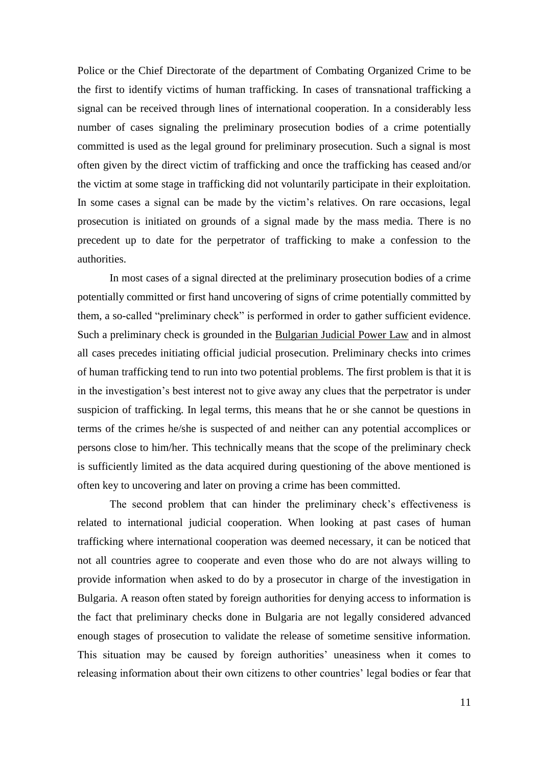Police or the Chief Directorate of the department of Combating Organized Crime to be the first to identify victims of human trafficking. In cases of transnational trafficking a signal can be received through lines of international cooperation. In a considerably less number of cases signaling the preliminary prosecution bodies of a crime potentially committed is used as the legal ground for preliminary prosecution. Such a signal is most often given by the direct victim of trafficking and once the trafficking has ceased and/or the victim at some stage in trafficking did not voluntarily participate in their exploitation. In some cases a signal can be made by the victim's relatives. On rare occasions, legal prosecution is initiated on grounds of a signal made by the mass media. There is no precedent up to date for the perpetrator of trafficking to make a confession to the authorities.

In most cases of a signal directed at the preliminary prosecution bodies of a crime potentially committed or first hand uncovering of signs of crime potentially committed by them, a so-called "preliminary check" is performed in order to gather sufficient evidence. Such a preliminary check is grounded in the Bulgarian Judicial Power Law and in almost all cases precedes initiating official judicial prosecution. Preliminary checks into crimes of human trafficking tend to run into two potential problems. The first problem is that it is in the investigation's best interest not to give away any clues that the perpetrator is under suspicion of trafficking. In legal terms, this means that he or she cannot be questions in terms of the crimes he/she is suspected of and neither can any potential accomplices or persons close to him/her. This technically means that the scope of the preliminary check is sufficiently limited as the data acquired during questioning of the above mentioned is often key to uncovering and later on proving a crime has been committed.

The second problem that can hinder the preliminary check's effectiveness is related to international judicial cooperation. When looking at past cases of human trafficking where international cooperation was deemed necessary, it can be noticed that not all countries agree to cooperate and even those who do are not always willing to provide information when asked to do by a prosecutor in charge of the investigation in Bulgaria. A reason often stated by foreign authorities for denying access to information is the fact that preliminary checks done in Bulgaria are not legally considered advanced enough stages of prosecution to validate the release of sometime sensitive information. This situation may be caused by foreign authorities' uneasiness when it comes to releasing information about their own citizens to other countries' legal bodies or fear that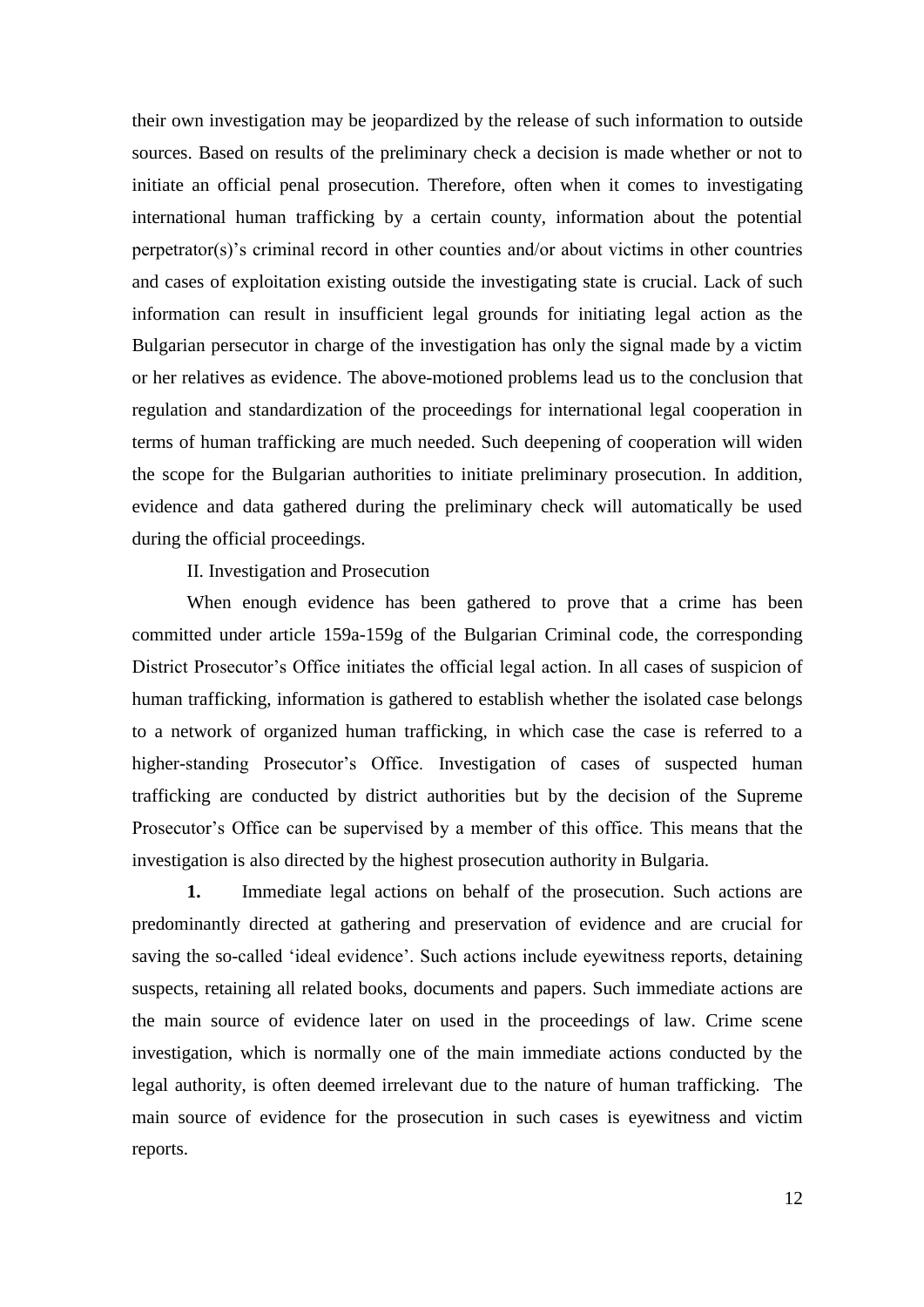their own investigation may be jeopardized by the release of such information to outside sources. Based on results of the preliminary check a decision is made whether or not to initiate an official penal prosecution. Therefore, often when it comes to investigating international human trafficking by a certain county, information about the potential perpetrator(s)'s criminal record in other counties and/or about victims in other countries and cases of exploitation existing outside the investigating state is crucial. Lack of such information can result in insufficient legal grounds for initiating legal action as the Bulgarian persecutor in charge of the investigation has only the signal made by a victim or her relatives as evidence. The above-motioned problems lead us to the conclusion that regulation and standardization of the proceedings for international legal cooperation in terms of human trafficking are much needed. Such deepening of cooperation will widen the scope for the Bulgarian authorities to initiate preliminary prosecution. In addition, evidence and data gathered during the preliminary check will automatically be used during the official proceedings.

II. Investigation and Prosecution

When enough evidence has been gathered to prove that a crime has been committed under article 159a-159g of the Bulgarian Criminal code, the corresponding District Prosecutor's Office initiates the official legal action. In all cases of suspicion of human trafficking, information is gathered to establish whether the isolated case belongs to a network of organized human trafficking, in which case the case is referred to a higher-standing Prosecutor's Office. Investigation of cases of suspected human trafficking are conducted by district authorities but by the decision of the Supreme Prosecutor's Office can be supervised by a member of this office. This means that the investigation is also directed by the highest prosecution authority in Bulgaria.

**1.** Immediate legal actions on behalf of the prosecution. Such actions are predominantly directed at gathering and preservation of evidence and are crucial for saving the so-called 'ideal evidence'. Such actions include eyewitness reports, detaining suspects, retaining all related books, documents and papers. Such immediate actions are the main source of evidence later on used in the proceedings of law. Crime scene investigation, which is normally one of the main immediate actions conducted by the legal authority, is often deemed irrelevant due to the nature of human trafficking. The main source of evidence for the prosecution in such cases is eyewitness and victim reports.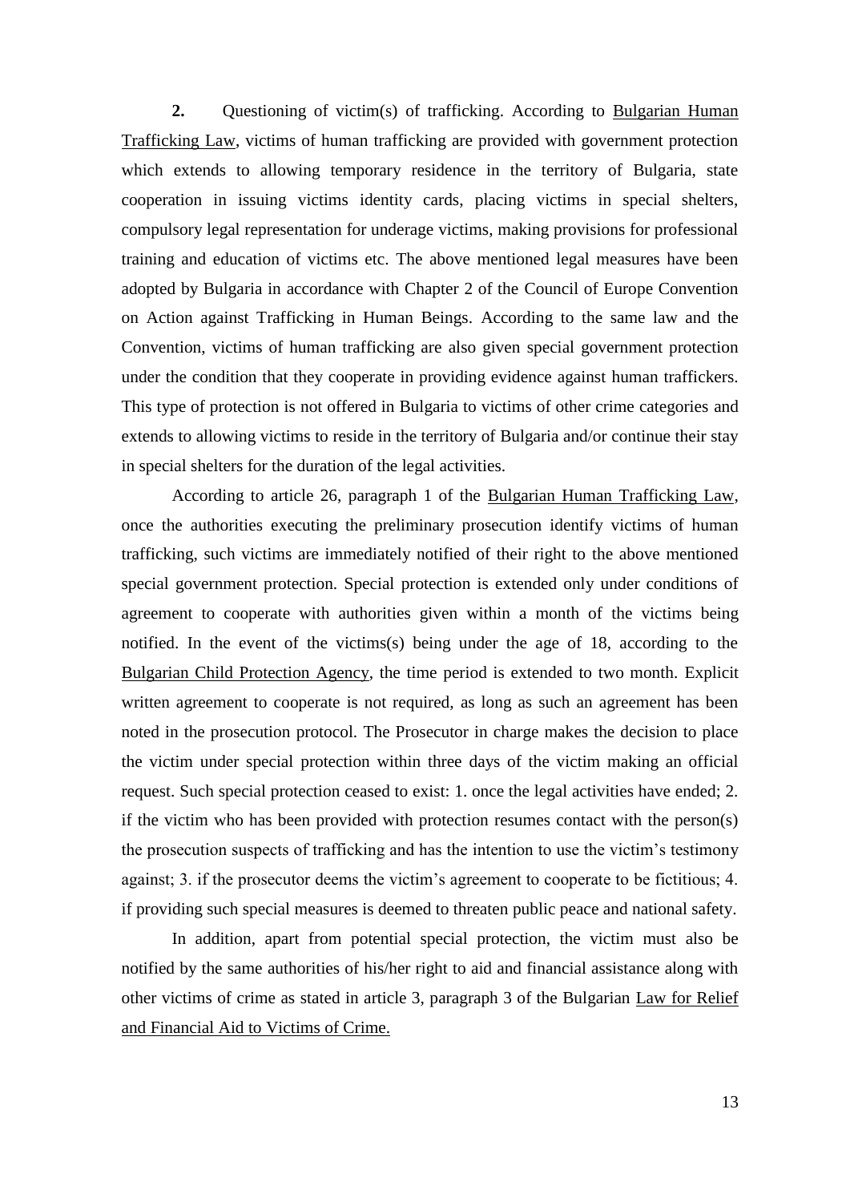**2.** Questioning of victim(s) of trafficking. According to Bulgarian Human Trafficking Law, victims of human trafficking are provided with government protection which extends to allowing temporary residence in the territory of Bulgaria, state cooperation in issuing victims identity cards, placing victims in special shelters, compulsory legal representation for underage victims, making provisions for professional training and education of victims etc. The above mentioned legal measures have been adopted by Bulgaria in accordance with Chapter 2 of the Council of Europe Convention on Action against Trafficking in Human Beings. According to the same law and the Convention, victims of human trafficking are also given special government protection under the condition that they cooperate in providing evidence against human traffickers. This type of protection is not offered in Bulgaria to victims of other crime categories and extends to allowing victims to reside in the territory of Bulgaria and/or continue their stay in special shelters for the duration of the legal activities.

According to article 26, paragraph 1 of the Bulgarian Human Trafficking Law, once the authorities executing the preliminary prosecution identify victims of human trafficking, such victims are immediately notified of their right to the above mentioned special government protection. Special protection is extended only under conditions of agreement to cooperate with authorities given within a month of the victims being notified. In the event of the victims(s) being under the age of 18, according to the Bulgarian Child Protection Agency, the time period is extended to two month. Explicit written agreement to cooperate is not required, as long as such an agreement has been noted in the prosecution protocol. The Prosecutor in charge makes the decision to place the victim under special protection within three days of the victim making an official request. Such special protection ceased to exist: 1. once the legal activities have ended; 2. if the victim who has been provided with protection resumes contact with the person(s) the prosecution suspects of trafficking and has the intention to use the victim's testimony against; 3. if the prosecutor deems the victim's agreement to cooperate to be fictitious; 4. if providing such special measures is deemed to threaten public peace and national safety.

In addition, apart from potential special protection, the victim must also be notified by the same authorities of his/her right to aid and financial assistance along with other victims of crime as stated in article 3, paragraph 3 of the Bulgarian Law for Relief and Financial Aid to Victims of Crime.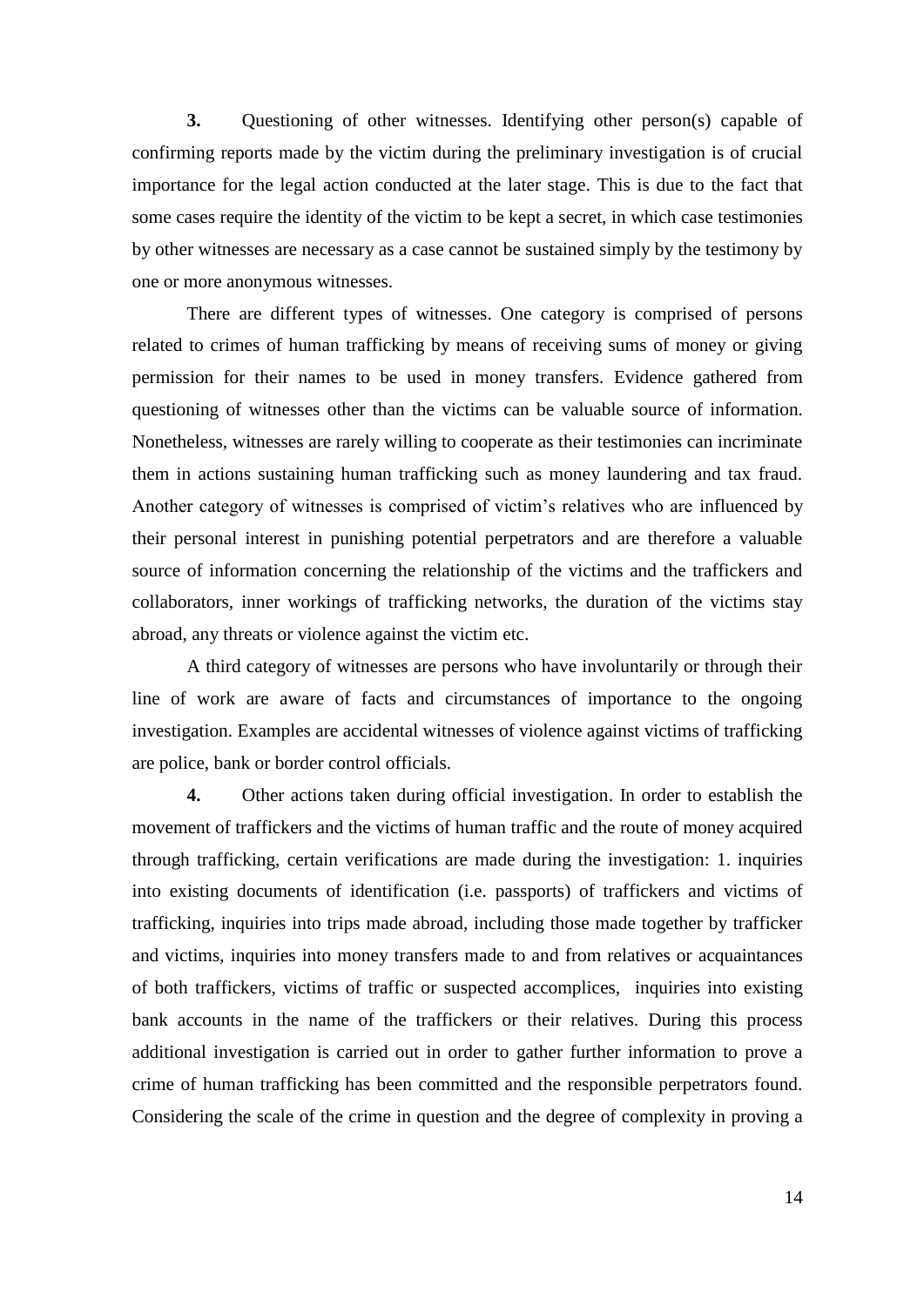**3.** Questioning of other witnesses. Identifying other person(s) capable of confirming reports made by the victim during the preliminary investigation is of crucial importance for the legal action conducted at the later stage. This is due to the fact that some cases require the identity of the victim to be kept a secret, in which case testimonies by other witnesses are necessary as a case cannot be sustained simply by the testimony by one or more anonymous witnesses.

There are different types of witnesses. One category is comprised of persons related to crimes of human trafficking by means of receiving sums of money or giving permission for their names to be used in money transfers. Evidence gathered from questioning of witnesses other than the victims can be valuable source of information. Nonetheless, witnesses are rarely willing to cooperate as their testimonies can incriminate them in actions sustaining human trafficking such as money laundering and tax fraud. Another category of witnesses is comprised of victim's relatives who are influenced by their personal interest in punishing potential perpetrators and are therefore a valuable source of information concerning the relationship of the victims and the traffickers and collaborators, inner workings of trafficking networks, the duration of the victims stay abroad, any threats or violence against the victim etc.

A third category of witnesses are persons who have involuntarily or through their line of work are aware of facts and circumstances of importance to the ongoing investigation. Examples are accidental witnesses of violence against victims of trafficking are police, bank or border control officials.

**4.** Other actions taken during official investigation. In order to establish the movement of traffickers and the victims of human traffic and the route of money acquired through trafficking, certain verifications are made during the investigation: 1. inquiries into existing documents of identification (i.e. passports) of traffickers and victims of trafficking, inquiries into trips made abroad, including those made together by trafficker and victims, inquiries into money transfers made to and from relatives or acquaintances of both traffickers, victims of traffic or suspected accomplices, inquiries into existing bank accounts in the name of the traffickers or their relatives. During this process additional investigation is carried out in order to gather further information to prove a crime of human trafficking has been committed and the responsible perpetrators found. Considering the scale of the crime in question and the degree of complexity in proving a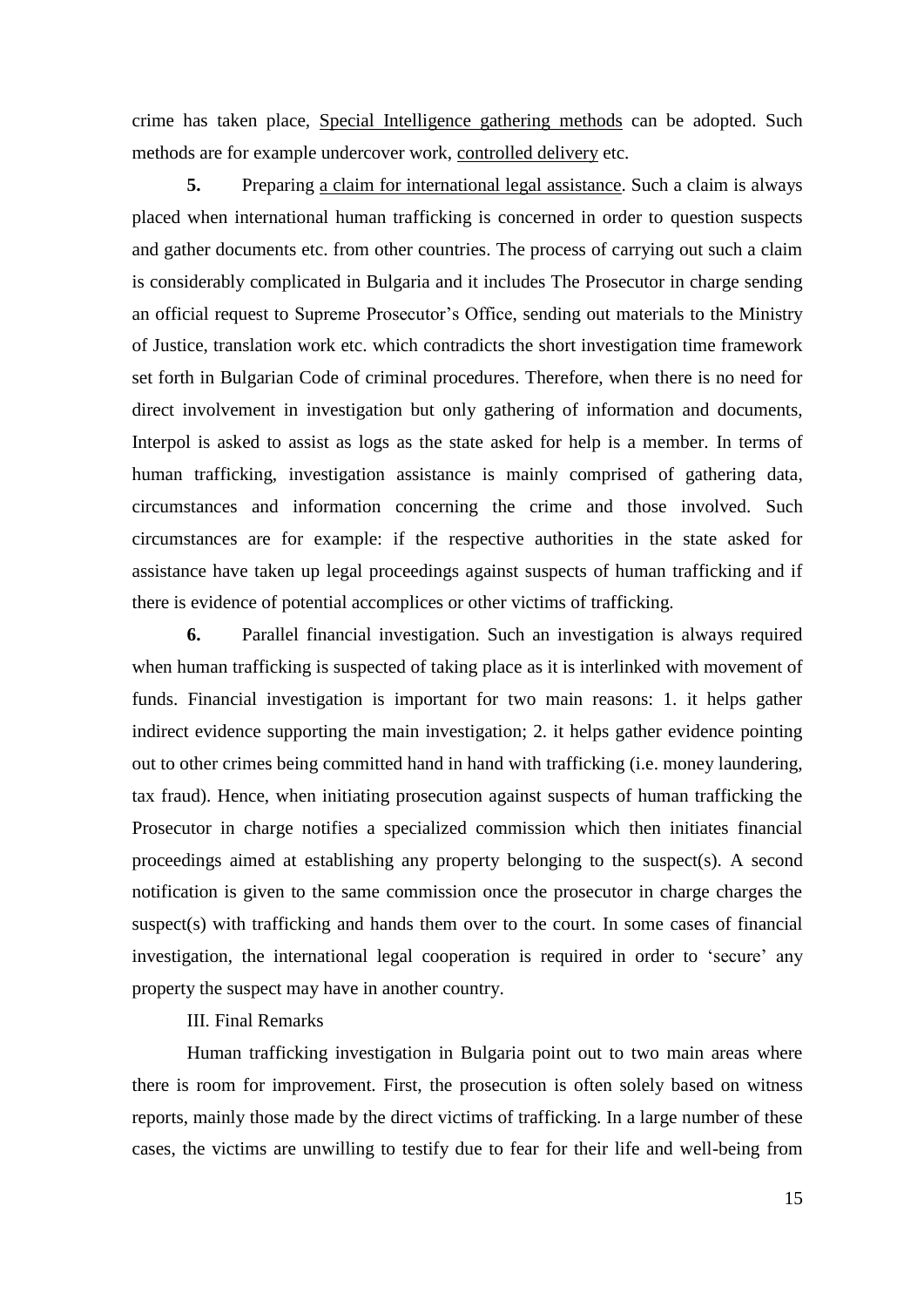crime has taken place, <u>Special Intelligence gathering methods</u> can be adopted. Such methods are for example undercover work, <u>controlled delivery</u> etc.

**5.** Preparing <u>a claim for international legal assistance</u>. Such a claim is always placed when international human trafficking is concerned in order to question suspects and gather documents etc. from other countries. The process of carrying out such a claim is considerably complicated in Bulgaria and it includes The Prosecutor in charge sending an official request to Supreme Prosecutor's Office, sending out materials to the Ministry of Justice, translation work etc. which contradicts the short investigation time framework set forth in Bulgarian Code of criminal procedures. Therefore, when there is no need for direct involvement in investigation but only gathering of information and documents, Interpol is asked to assist as logs as the state asked for help is a member. In terms of human trafficking, investigation assistance is mainly comprised of gathering data, circumstances and information concerning the crime and those involved. Such circumstances are for example: if the respective authorities in the state asked for assistance have taken up legal proceedings against suspects of human trafficking and if there is evidence of potential accomplices or other victims of trafficking.

**6.** Parallel financial investigation. Such an investigation is always required when human trafficking is suspected of taking place as it is interlinked with movement of funds. Financial investigation is important for two main reasons: 1. it helps gather indirect evidence supporting the main investigation; 2. it helps gather evidence pointing out to other crimes being committed hand in hand with trafficking (i.e. money laundering, tax fraud). Hence, when initiating prosecution against suspects of human trafficking the Prosecutor in charge notifies a specialized commission which then initiates financial proceedings aimed at establishing any property belonging to the suspect(s). A second notification is given to the same commission once the prosecutor in charge charges the suspect(s) with trafficking and hands them over to the court. In some cases of financial investigation, the international legal cooperation is required in order to 'secure' any property the suspect may have in another country.

## III. Final Remarks

Human trafficking investigation in Bulgaria point out to two main areas where there is room for improvement. First, the prosecution is often solely based on witness reports, mainly those made by the direct victims of trafficking. In a large number of these cases, the victims are unwilling to testify due to fear for their life and well-being from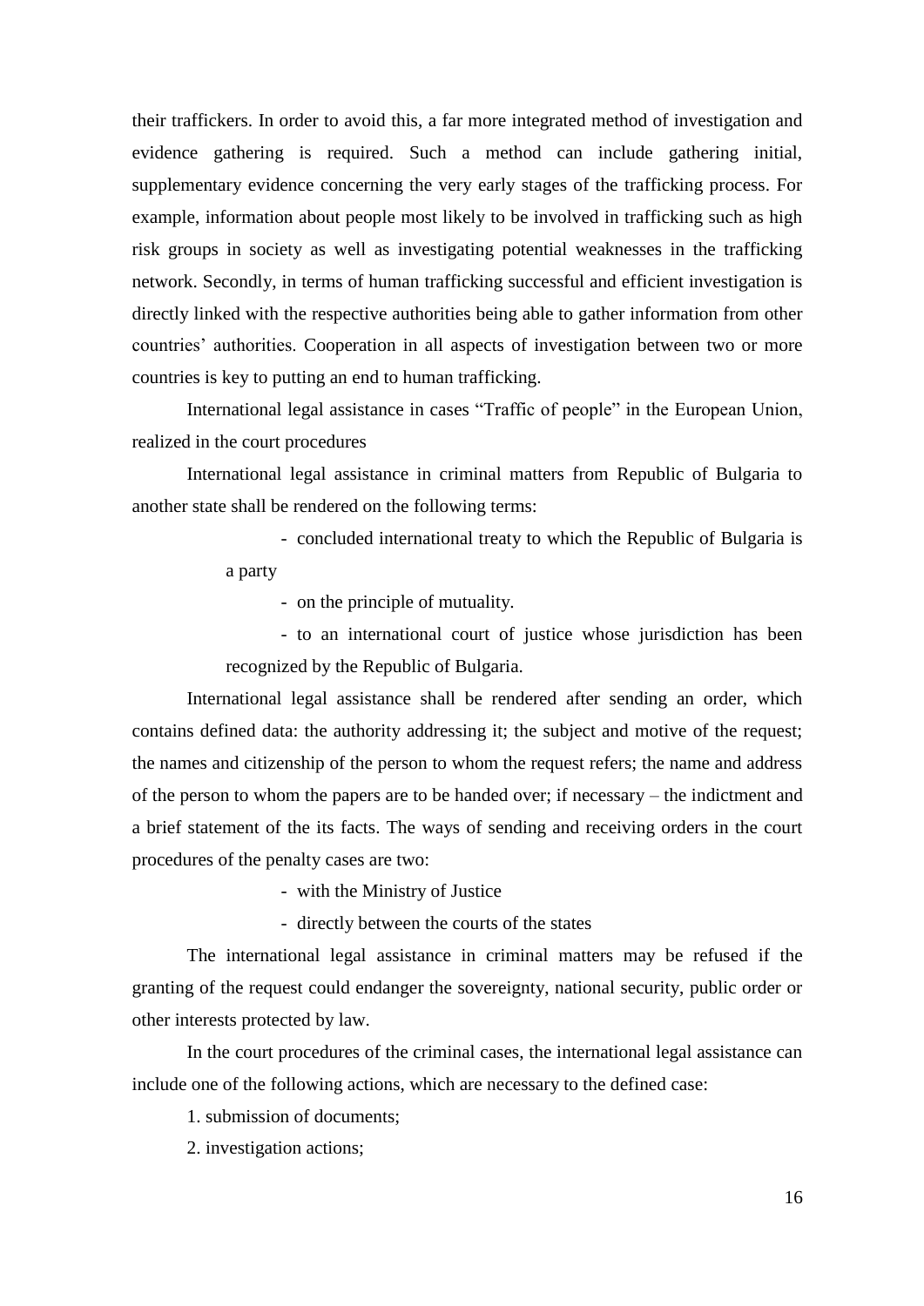their traffickers. In order to avoid this, a far more integrated method of investigation and evidence gathering is required. Such a method can include gathering initial, supplementary evidence concerning the very early stages of the trafficking process. For example, information about people most likely to be involved in trafficking such as high risk groups in society as well as investigating potential weaknesses in the trafficking network. Secondly, in terms of human trafficking successful and efficient investigation is directly linked with the respective authorities being able to gather information from other countries' authorities. Cooperation in all aspects of investigation between two or more countries is key to putting an end to human trafficking.

International legal assistance in cases "Traffic of people" in the European Union, realized in the court procedures

International legal assistance in criminal matters from Republic of Bulgaria to another state shall be rendered on the following terms:

- concluded international treaty to which the Republic of Bulgaria is a party
- on the principle of mutuality.
- to an international court of justice whose jurisdiction has been recognized by the Republic of Bulgaria.

International legal assistance shall be rendered after sending an order, which contains defined data: the authority addressing it; the subject and motive of the request; the names and citizenship of the person to whom the request refers; the name and address of the person to whom the papers are to be handed over; if necessary – the indictment and a brief statement of the its facts. The ways of sending and receiving orders in the court procedures of the penalty cases are two:

- with the Ministry of Justice
- directly between the courts of the states

The international legal assistance in criminal matters may be refused if the granting of the request could endanger the sovereignty, national security, public order or other interests protected by law.

In the court procedures of the criminal cases, the international legal assistance can include one of the following actions, which are necessary to the defined case:

1. submission of documents;
2. investigation actions;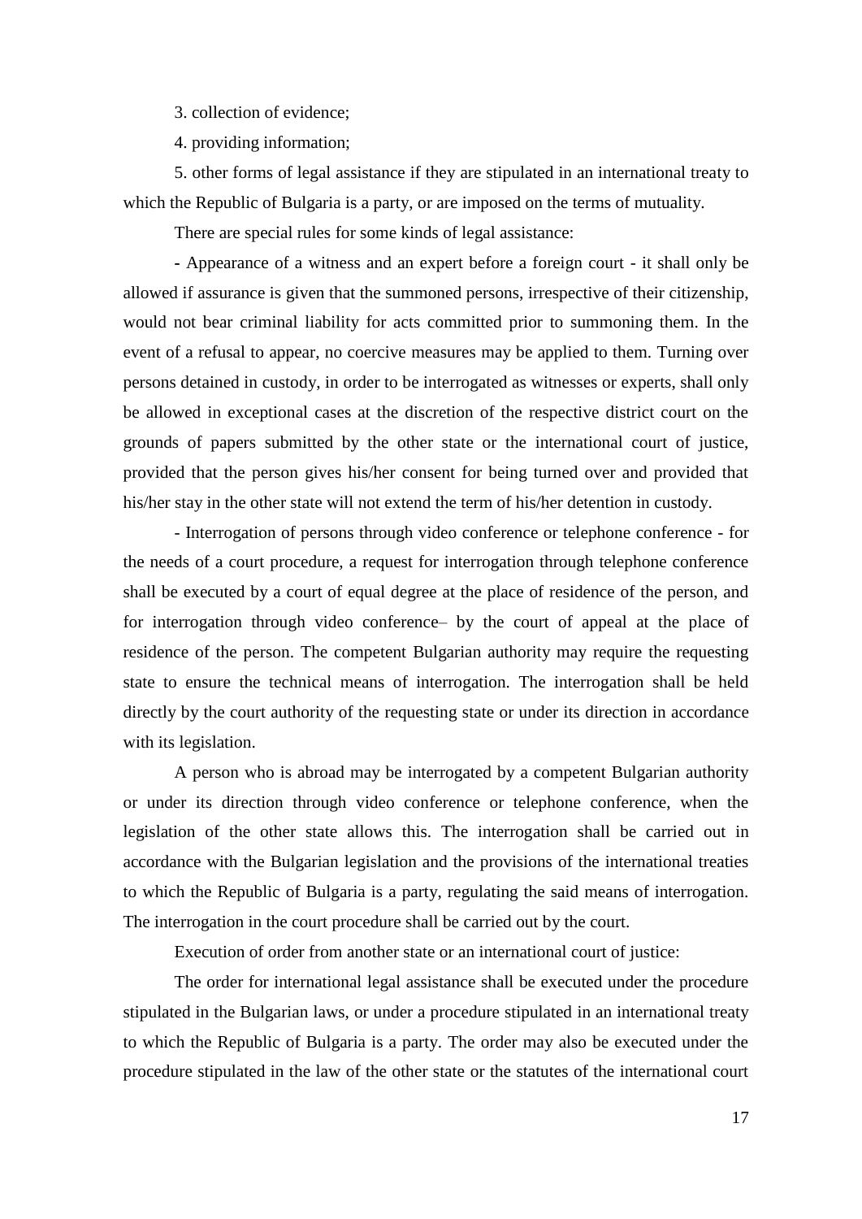3. collection of evidence;

4. providing information;

5. other forms of legal assistance if they are stipulated in an international treaty to which the Republic of Bulgaria is a party, or are imposed on the terms of mutuality.

There are special rules for some kinds of legal assistance:

- Appearance of a witness and an expert before a foreign court - it shall only be allowed if assurance is given that the summoned persons, irrespective of their citizenship, would not bear criminal liability for acts committed prior to summoning them. In the event of a refusal to appear, no coercive measures may be applied to them. Turning over persons detained in custody, in order to be interrogated as witnesses or experts, shall only be allowed in exceptional cases at the discretion of the respective district court on the grounds of papers submitted by the other state or the international court of justice, provided that the person gives his/her consent for being turned over and provided that his/her stay in the other state will not extend the term of his/her detention in custody.

- Interrogation of persons through video conference or telephone conference - for the needs of a court procedure, a request for interrogation through telephone conference shall be executed by a court of equal degree at the place of residence of the person, and for interrogation through video conference– by the court of appeal at the place of residence of the person. The competent Bulgarian authority may require the requesting state to ensure the technical means of interrogation. The interrogation shall be held directly by the court authority of the requesting state or under its direction in accordance with its legislation.

A person who is abroad may be interrogated by a competent Bulgarian authority or under its direction through video conference or telephone conference, when the legislation of the other state allows this. The interrogation shall be carried out in accordance with the Bulgarian legislation and the provisions of the international treaties to which the Republic of Bulgaria is a party, regulating the said means of interrogation. The interrogation in the court procedure shall be carried out by the court.

Execution of order from another state or an international court of justice:

The order for international legal assistance shall be executed under the procedure stipulated in the Bulgarian laws, or under a procedure stipulated in an international treaty to which the Republic of Bulgaria is a party. The order may also be executed under the procedure stipulated in the law of the other state or the statutes of the international court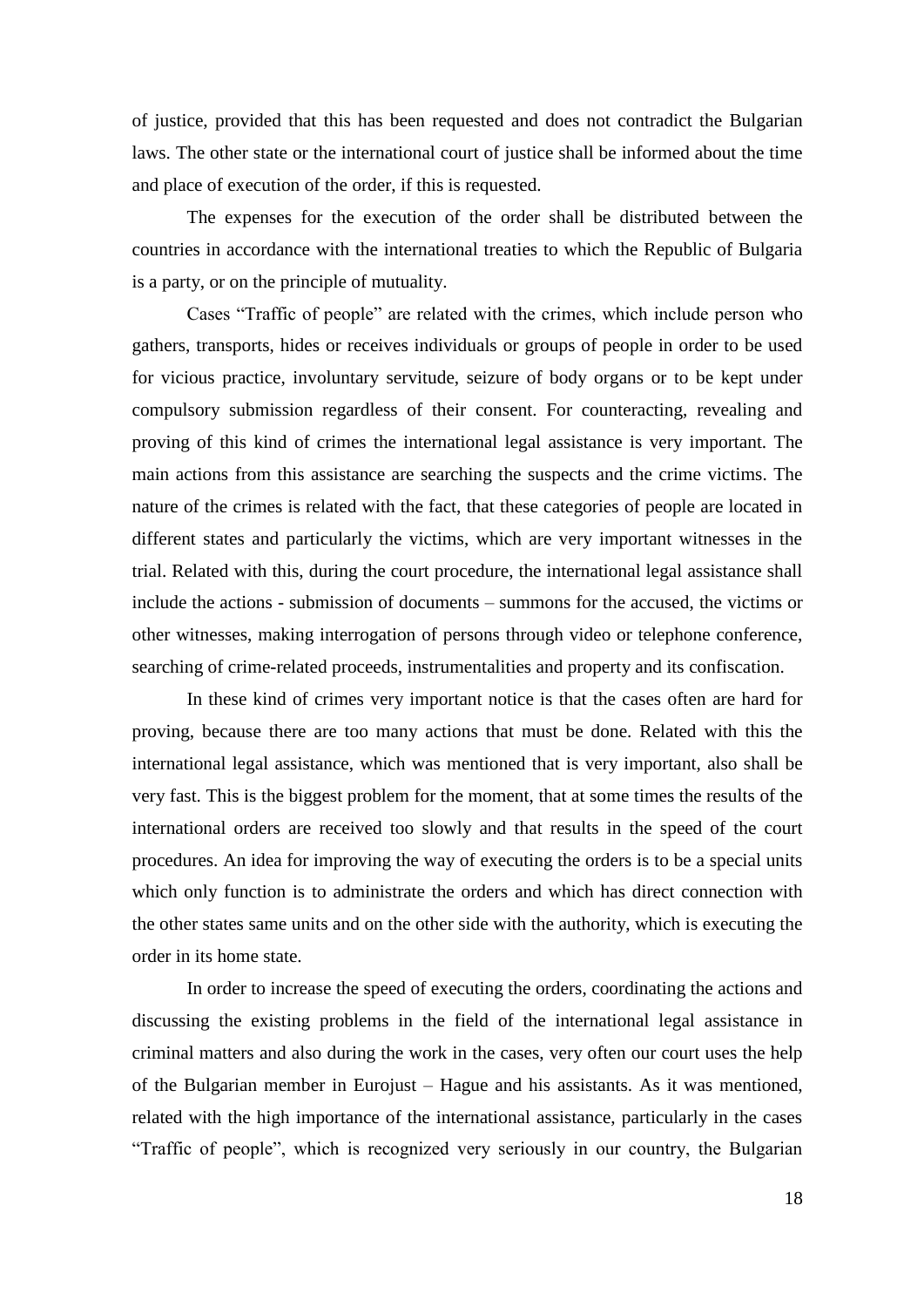of justice, provided that this has been requested and does not contradict the Bulgarian laws. The other state or the international court of justice shall be informed about the time and place of execution of the order, if this is requested.

The expenses for the execution of the order shall be distributed between the countries in accordance with the international treaties to which the Republic of Bulgaria is a party, or on the principle of mutuality.

Cases "Traffic of people" are related with the crimes, which include person who gathers, transports, hides or receives individuals or groups of people in order to be used for vicious practice, involuntary servitude, seizure of body organs or to be kept under compulsory submission regardless of their consent. For counteracting, revealing and proving of this kind of crimes the international legal assistance is very important. The main actions from this assistance are searching the suspects and the crime victims. The nature of the crimes is related with the fact, that these categories of people are located in different states and particularly the victims, which are very important witnesses in the trial. Related with this, during the court procedure, the international legal assistance shall include the actions - submission of documents – summons for the accused, the victims or other witnesses, making interrogation of persons through video or telephone conference, searching of crime-related proceeds, instrumentalities and property and its confiscation.

In these kind of crimes very important notice is that the cases often are hard for proving, because there are too many actions that must be done. Related with this the international legal assistance, which was mentioned that is very important, also shall be very fast. This is the biggest problem for the moment, that at some times the results of the international orders are received too slowly and that results in the speed of the court procedures. An idea for improving the way of executing the orders is to be a special units which only function is to administrate the orders and which has direct connection with the other states same units and on the other side with the authority, which is executing the order in its home state.

In order to increase the speed of executing the orders, coordinating the actions and discussing the existing problems in the field of the international legal assistance in criminal matters and also during the work in the cases, very often our court uses the help of the Bulgarian member in Eurojust – Hague and his assistants. As it was mentioned, related with the high importance of the international assistance, particularly in the cases "Traffic of people", which is recognized very seriously in our country, the Bulgarian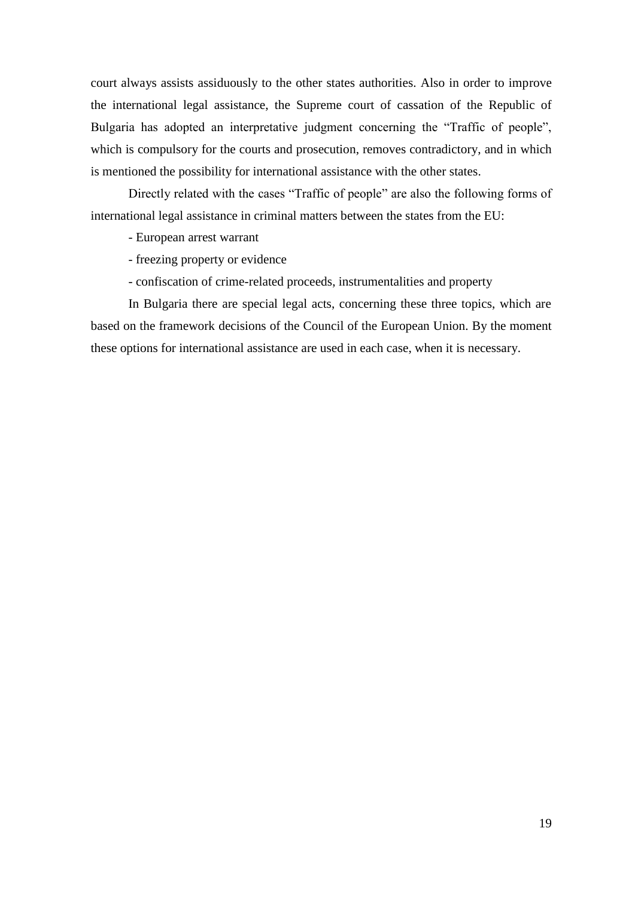court always assists assiduously to the other states authorities. Also in order to improve the international legal assistance, the Supreme court of cassation of the Republic of Bulgaria has adopted an interpretative judgment concerning the "Traffic of people", which is compulsory for the courts and prosecution, removes contradictory, and in which is mentioned the possibility for international assistance with the other states.

Directly related with the cases "Traffic of people" are also the following forms of international legal assistance in criminal matters between the states from the EU:

- European arrest warrant
- freezing property or evidence
- confiscation of crime-related proceeds, instrumentalities and property

In Bulgaria there are special legal acts, concerning these three topics, which are based on the framework decisions of the Council of the European Union. By the moment these options for international assistance are used in each case, when it is necessary.